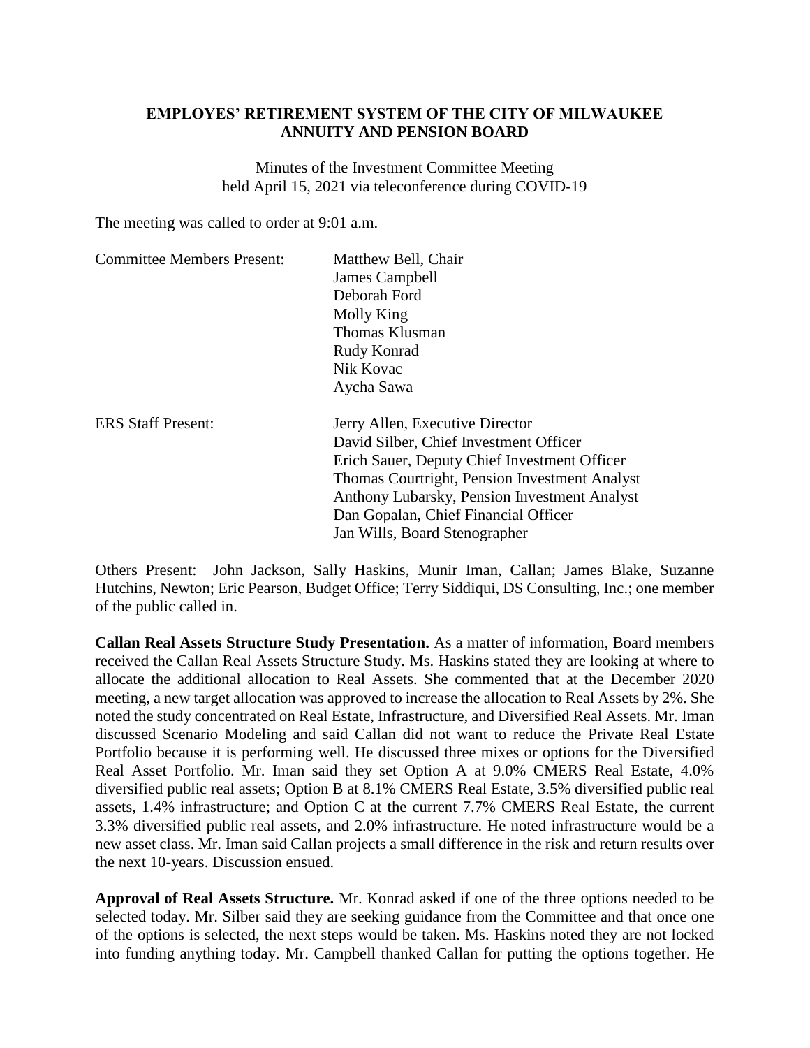**EMPLOYES' RETIREMENT SYSTEM OF THE CITY OF MILWAUKEE**
**ANNUITY AND PENSION BOARD**

Minutes of the Investment Committee Meeting
held April 15, 2021 via teleconference during COVID-19

The meeting was called to order at 9:01 a.m.

| Committee Members Present: | Matthew Bell, Chair |
|---|---|
| | James Campbell |
| | Deborah Ford |
| | Molly King |
| | Thomas Klusman |
| | Rudy Konrad |
| | Nik Kovac |
| | Aycha Sawa |

| ERS Staff Present: | Jerry Allen, Executive Director |
|---|---|
| | David Silber, Chief Investment Officer |
| | Erich Sauer, Deputy Chief Investment Officer |
| | Thomas Courtright, Pension Investment Analyst |
| | Anthony Lubarsky, Pension Investment Analyst |
| | Dan Gopalan, Chief Financial Officer |
| | Jan Wills, Board Stenographer |

Others Present: John Jackson, Sally Haskins, Munir Iman, Callan; James Blake, Suzanne Hutchins, Newton; Eric Pearson, Budget Office; Terry Siddiqui, DS Consulting, Inc.; one member of the public called in.

**Callan Real Assets Structure Study Presentation.** As a matter of information, Board members received the Callan Real Assets Structure Study. Ms. Haskins stated they are looking at where to allocate the additional allocation to Real Assets. She commented that at the December 2020 meeting, a new target allocation was approved to increase the allocation to Real Assets by 2%. She noted the study concentrated on Real Estate, Infrastructure, and Diversified Real Assets. Mr. Iman discussed Scenario Modeling and said Callan did not want to reduce the Private Real Estate Portfolio because it is performing well. He discussed three mixes or options for the Diversified Real Asset Portfolio. Mr. Iman said they set Option A at 9.0% CMERS Real Estate, 4.0% diversified public real assets; Option B at 8.1% CMERS Real Estate, 3.5% diversified public real assets, 1.4% infrastructure; and Option C at the current 7.7% CMERS Real Estate, the current 3.3% diversified public real assets, and 2.0% infrastructure. He noted infrastructure would be a new asset class. Mr. Iman said Callan projects a small difference in the risk and return results over the next 10-years. Discussion ensued.

**Approval of Real Assets Structure.** Mr. Konrad asked if one of the three options needed to be selected today. Mr. Silber said they are seeking guidance from the Committee and that once one of the options is selected, the next steps would be taken. Ms. Haskins noted they are not locked into funding anything today. Mr. Campbell thanked Callan for putting the options together. He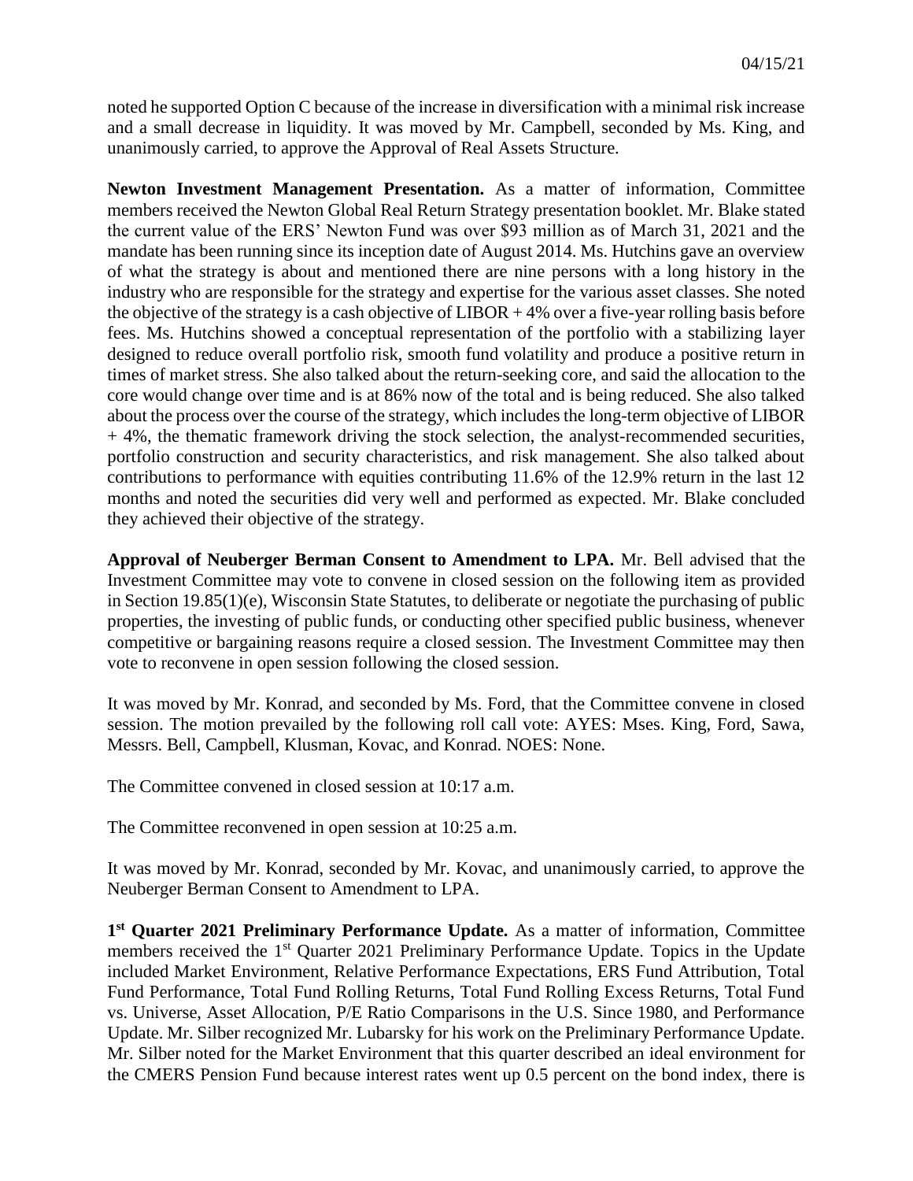noted he supported Option C because of the increase in diversification with a minimal risk increase and a small decrease in liquidity. It was moved by Mr. Campbell, seconded by Ms. King, and unanimously carried, to approve the Approval of Real Assets Structure.

**Newton Investment Management Presentation.** As a matter of information, Committee members received the Newton Global Real Return Strategy presentation booklet. Mr. Blake stated the current value of the ERS' Newton Fund was over $93 million as of March 31, 2021 and the mandate has been running since its inception date of August 2014. Ms. Hutchins gave an overview of what the strategy is about and mentioned there are nine persons with a long history in the industry who are responsible for the strategy and expertise for the various asset classes. She noted the objective of the strategy is a cash objective of LIBOR + 4% over a five-year rolling basis before fees. Ms. Hutchins showed a conceptual representation of the portfolio with a stabilizing layer designed to reduce overall portfolio risk, smooth fund volatility and produce a positive return in times of market stress. She also talked about the return-seeking core, and said the allocation to the core would change over time and is at 86% now of the total and is being reduced. She also talked about the process over the course of the strategy, which includes the long-term objective of LIBOR + 4%, the thematic framework driving the stock selection, the analyst-recommended securities, portfolio construction and security characteristics, and risk management. She also talked about contributions to performance with equities contributing 11.6% of the 12.9% return in the last 12 months and noted the securities did very well and performed as expected. Mr. Blake concluded they achieved their objective of the strategy.

**Approval of Neuberger Berman Consent to Amendment to LPA.** Mr. Bell advised that the Investment Committee may vote to convene in closed session on the following item as provided in Section 19.85(1)(e), Wisconsin State Statutes, to deliberate or negotiate the purchasing of public properties, the investing of public funds, or conducting other specified public business, whenever competitive or bargaining reasons require a closed session. The Investment Committee may then vote to reconvene in open session following the closed session.

It was moved by Mr. Konrad, and seconded by Ms. Ford, that the Committee convene in closed session. The motion prevailed by the following roll call vote: AYES: Mses. King, Ford, Sawa, Messrs. Bell, Campbell, Klusman, Kovac, and Konrad. NOES: None.

The Committee convened in closed session at 10:17 a.m.

The Committee reconvened in open session at 10:25 a.m.

It was moved by Mr. Konrad, seconded by Mr. Kovac, and unanimously carried, to approve the Neuberger Berman Consent to Amendment to LPA.

**1st Quarter 2021 Preliminary Performance Update.** As a matter of information, Committee members received the 1st Quarter 2021 Preliminary Performance Update. Topics in the Update included Market Environment, Relative Performance Expectations, ERS Fund Attribution, Total Fund Performance, Total Fund Rolling Returns, Total Fund Rolling Excess Returns, Total Fund vs. Universe, Asset Allocation, P/E Ratio Comparisons in the U.S. Since 1980, and Performance Update. Mr. Silber recognized Mr. Lubarsky for his work on the Preliminary Performance Update. Mr. Silber noted for the Market Environment that this quarter described an ideal environment for the CMERS Pension Fund because interest rates went up 0.5 percent on the bond index, there is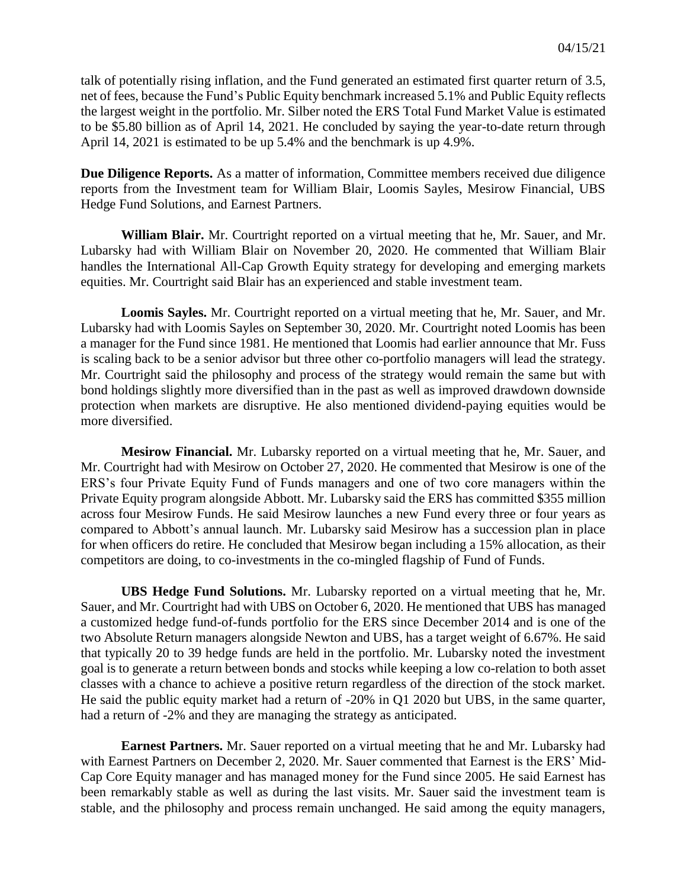talk of potentially rising inflation, and the Fund generated an estimated first quarter return of 3.5, net of fees, because the Fund's Public Equity benchmark increased 5.1% and Public Equity reflects the largest weight in the portfolio. Mr. Silber noted the ERS Total Fund Market Value is estimated to be $5.80 billion as of April 14, 2021. He concluded by saying the year-to-date return through April 14, 2021 is estimated to be up 5.4% and the benchmark is up 4.9%.

**Due Diligence Reports.** As a matter of information, Committee members received due diligence reports from the Investment team for William Blair, Loomis Sayles, Mesirow Financial, UBS Hedge Fund Solutions, and Earnest Partners.

**William Blair.** Mr. Courtright reported on a virtual meeting that he, Mr. Sauer, and Mr. Lubarsky had with William Blair on November 20, 2020. He commented that William Blair handles the International All-Cap Growth Equity strategy for developing and emerging markets equities. Mr. Courtright said Blair has an experienced and stable investment team.

**Loomis Sayles.** Mr. Courtright reported on a virtual meeting that he, Mr. Sauer, and Mr. Lubarsky had with Loomis Sayles on September 30, 2020. Mr. Courtright noted Loomis has been a manager for the Fund since 1981. He mentioned that Loomis had earlier announce that Mr. Fuss is scaling back to be a senior advisor but three other co-portfolio managers will lead the strategy. Mr. Courtright said the philosophy and process of the strategy would remain the same but with bond holdings slightly more diversified than in the past as well as improved drawdown downside protection when markets are disruptive. He also mentioned dividend-paying equities would be more diversified.

**Mesirow Financial.** Mr. Lubarsky reported on a virtual meeting that he, Mr. Sauer, and Mr. Courtright had with Mesirow on October 27, 2020. He commented that Mesirow is one of the ERS's four Private Equity Fund of Funds managers and one of two core managers within the Private Equity program alongside Abbott. Mr. Lubarsky said the ERS has committed $355 million across four Mesirow Funds. He said Mesirow launches a new Fund every three or four years as compared to Abbott's annual launch. Mr. Lubarsky said Mesirow has a succession plan in place for when officers do retire. He concluded that Mesirow began including a 15% allocation, as their competitors are doing, to co-investments in the co-mingled flagship of Fund of Funds.

**UBS Hedge Fund Solutions.** Mr. Lubarsky reported on a virtual meeting that he, Mr. Sauer, and Mr. Courtright had with UBS on October 6, 2020. He mentioned that UBS has managed a customized hedge fund-of-funds portfolio for the ERS since December 2014 and is one of the two Absolute Return managers alongside Newton and UBS, has a target weight of 6.67%. He said that typically 20 to 39 hedge funds are held in the portfolio. Mr. Lubarsky noted the investment goal is to generate a return between bonds and stocks while keeping a low co-relation to both asset classes with a chance to achieve a positive return regardless of the direction of the stock market. He said the public equity market had a return of -20% in Q1 2020 but UBS, in the same quarter, had a return of -2% and they are managing the strategy as anticipated.

**Earnest Partners.** Mr. Sauer reported on a virtual meeting that he and Mr. Lubarsky had with Earnest Partners on December 2, 2020. Mr. Sauer commented that Earnest is the ERS' Mid-Cap Core Equity manager and has managed money for the Fund since 2005. He said Earnest has been remarkably stable as well as during the last visits. Mr. Sauer said the investment team is stable, and the philosophy and process remain unchanged. He said among the equity managers,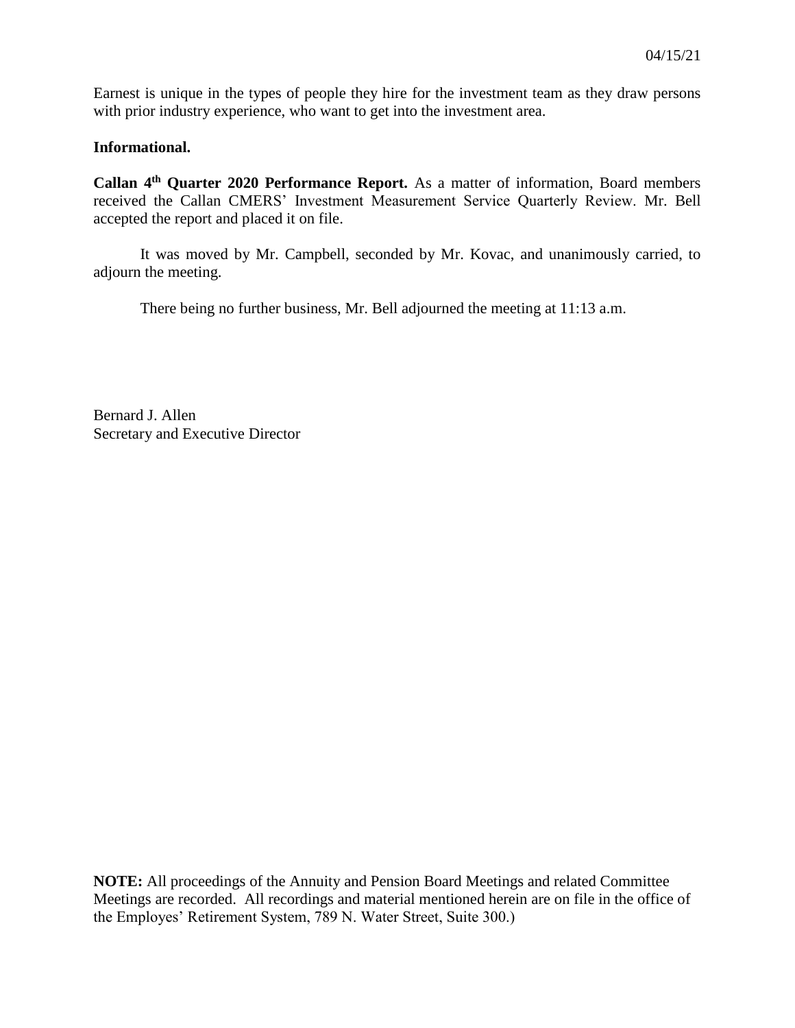Earnest is unique in the types of people they hire for the investment team as they draw persons with prior industry experience, who want to get into the investment area.

**Informational.**

**Callan 4th Quarter 2020 Performance Report.** As a matter of information, Board members received the Callan CMERS' Investment Measurement Service Quarterly Review. Mr. Bell accepted the report and placed it on file.

It was moved by Mr. Campbell, seconded by Mr. Kovac, and unanimously carried, to adjourn the meeting.

There being no further business, Mr. Bell adjourned the meeting at 11:13 a.m.

Bernard J. Allen
Secretary and Executive Director

**NOTE:** All proceedings of the Annuity and Pension Board Meetings and related Committee Meetings are recorded. All recordings and material mentioned herein are on file in the office of the Employes' Retirement System, 789 N. Water Street, Suite 300.)